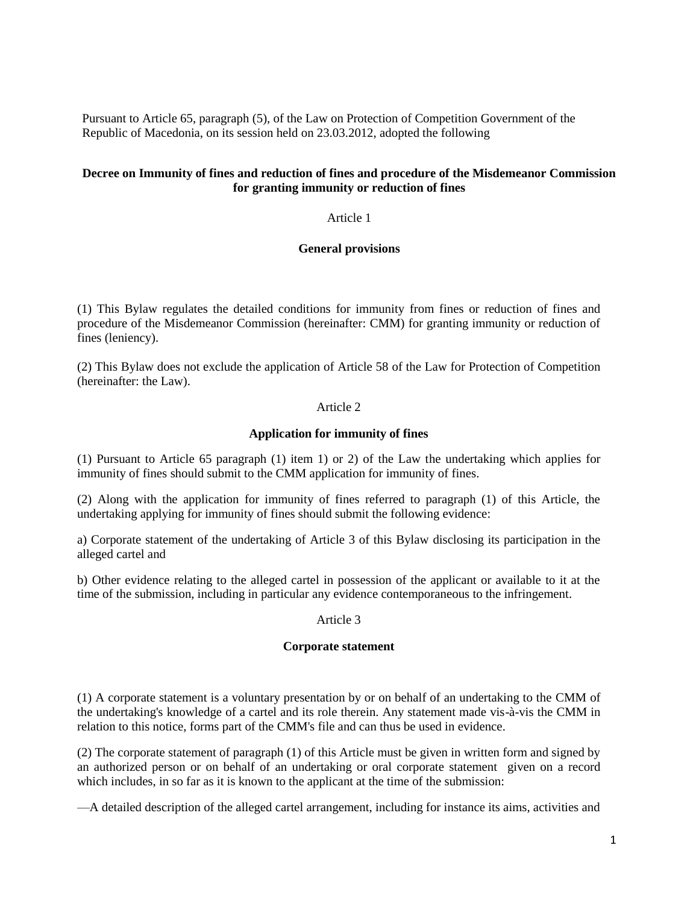Pursuant to Article 65, paragraph (5), of the Law on Protection of Competition Government of the Republic of Macedonia, on its session held on 23.03.2012, adopted the following

# Decree on Immunity of fines and reduction of fines and procedure of the Misdemeanor Commission for granting immunity or reduction of fines

Article 1

## General provisions

(1) This Bylaw regulates the detailed conditions for immunity from fines or reduction of fines and procedure of the Misdemeanor Commission (hereinafter: CMM) for granting immunity or reduction of fines (leniency).

(2) This Bylaw does not exclude the application of Article 58 of the Law for Protection of Competition (hereinafter: the Law).

Article 2

## Application for immunity of fines

(1) Pursuant to Article 65 paragraph (1) item 1) or 2) of the Law the undertaking which applies for immunity of fines should submit to the CMM application for immunity of fines.

(2) Along with the application for immunity of fines referred to paragraph (1) of this Article, the undertaking applying for immunity of fines should submit the following evidence:

a) Corporate statement of the undertaking of Article 3 of this Bylaw disclosing its participation in the alleged cartel and

b) Other evidence relating to the alleged cartel in possession of the applicant or available to it at the time of the submission, including in particular any evidence contemporaneous to the infringement.

Article 3

## Corporate statement

(1) A corporate statement is a voluntary presentation by or on behalf of an undertaking to the CMM of the undertaking's knowledge of a cartel and its role therein. Any statement made vis-à-vis the CMM in relation to this notice, forms part of the CMM's file and can thus be used in evidence.

(2) The corporate statement of paragraph (1) of this Article must be given in written form and signed by an authorized person or on behalf of an undertaking or oral corporate statement given on a record which includes, in so far as it is known to the applicant at the time of the submission:

—A detailed description of the alleged cartel arrangement, including for instance its aims, activities and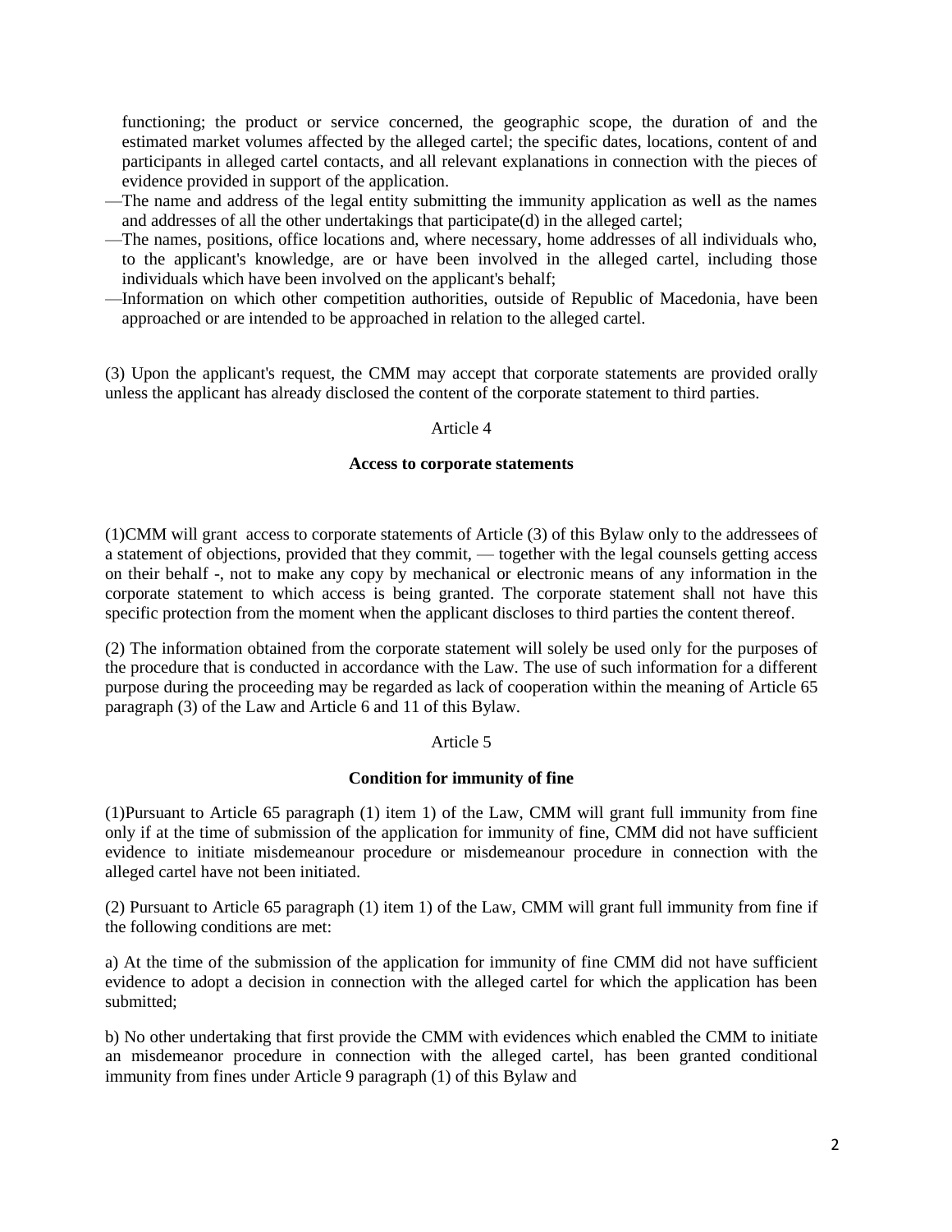functioning; the product or service concerned, the geographic scope, the duration of and the estimated market volumes affected by the alleged cartel; the specific dates, locations, content of and participants in alleged cartel contacts, and all relevant explanations in connection with the pieces of evidence provided in support of the application.

—The name and address of the legal entity submitting the immunity application as well as the names and addresses of all the other undertakings that participate(d) in the alleged cartel;

—The names, positions, office locations and, where necessary, home addresses of all individuals who, to the applicant's knowledge, are or have been involved in the alleged cartel, including those individuals which have been involved on the applicant's behalf;

—Information on which other competition authorities, outside of Republic of Macedonia, have been approached or are intended to be approached in relation to the alleged cartel.

(3) Upon the applicant's request, the CMM may accept that corporate statements are provided orally unless the applicant has already disclosed the content of the corporate statement to third parties.

Article 4

**Access to corporate statements**

(1)CMM will grant access to corporate statements of Article (3) of this Bylaw only to the addressees of a statement of objections, provided that they commit, — together with the legal counsels getting access on their behalf -, not to make any copy by mechanical or electronic means of any information in the corporate statement to which access is being granted. The corporate statement shall not have this specific protection from the moment when the applicant discloses to third parties the content thereof.

(2) The information obtained from the corporate statement will solely be used only for the purposes of the procedure that is conducted in accordance with the Law. The use of such information for a different purpose during the proceeding may be regarded as lack of cooperation within the meaning of Article 65 paragraph (3) of the Law and Article 6 and 11 of this Bylaw.

Article 5

**Condition for immunity of fine**

(1)Pursuant to Article 65 paragraph (1) item 1) of the Law, CMM will grant full immunity from fine only if at the time of submission of the application for immunity of fine, CMM did not have sufficient evidence to initiate misdemeanour procedure or misdemeanour procedure in connection with the alleged cartel have not been initiated.

(2) Pursuant to Article 65 paragraph (1) item 1) of the Law, CMM will grant full immunity from fine if the following conditions are met:

a) At the time of the submission of the application for immunity of fine CMM did not have sufficient evidence to adopt a decision in connection with the alleged cartel for which the application has been submitted;

b) No other undertaking that first provide the CMM with evidences which enabled the CMM to initiate an misdemeanor procedure in connection with the alleged cartel, has been granted conditional immunity from fines under Article 9 paragraph (1) of this Bylaw and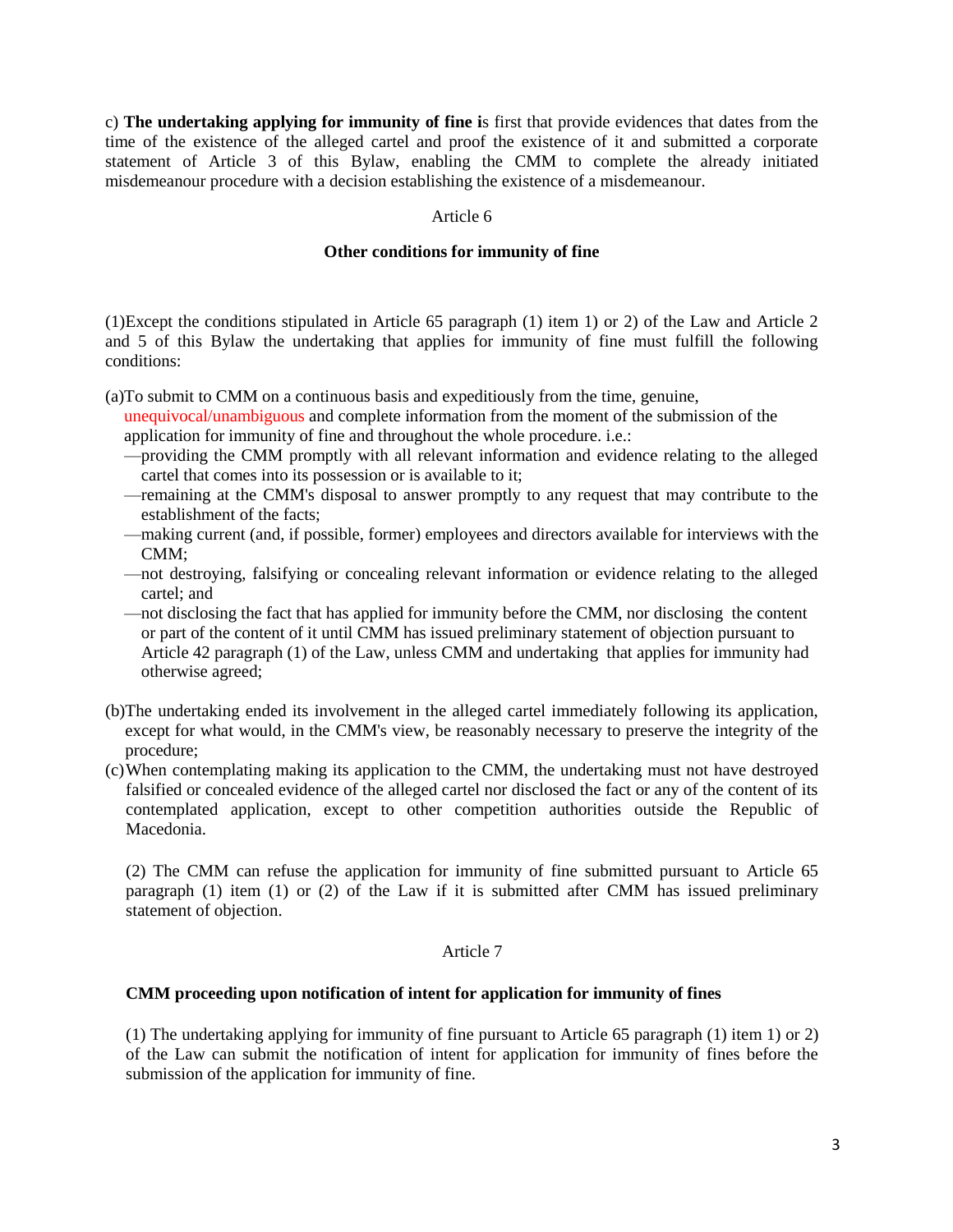c) **The undertaking applying for immunity of fine i**s first that provide evidences that dates from the time of the existence of the alleged cartel and proof the existence of it and submitted a corporate statement of Article 3 of this Bylaw, enabling the CMM to complete the already initiated misdemeanour procedure with a decision establishing the existence of a misdemeanour.

Article 6

**Other conditions for immunity of fine**

(1)Except the conditions stipulated in Article 65 paragraph (1) item 1) or 2) of the Law and Article 2 and 5 of this Bylaw the undertaking that applies for immunity of fine must fulfill the following conditions:

(a)To submit to CMM on a continuous basis and expeditiously from the time, genuine, unequivocal/unambiguous and complete information from the moment of the submission of the application for immunity of fine and throughout the whole procedure. i.e.:

- providing the CMM promptly with all relevant information and evidence relating to the alleged cartel that comes into its possession or is available to it;
- remaining at the CMM's disposal to answer promptly to any request that may contribute to the establishment of the facts;
- making current (and, if possible, former) employees and directors available for interviews with the CMM;
- not destroying, falsifying or concealing relevant information or evidence relating to the alleged cartel; and
- not disclosing the fact that has applied for immunity before the CMM, nor disclosing the content or part of the content of it until CMM has issued preliminary statement of objection pursuant to Article 42 paragraph (1) of the Law, unless CMM and undertaking that applies for immunity had otherwise agreed;

(b)The undertaking ended its involvement in the alleged cartel immediately following its application, except for what would, in the CMM's view, be reasonably necessary to preserve the integrity of the procedure;

(c)When contemplating making its application to the CMM, the undertaking must not have destroyed falsified or concealed evidence of the alleged cartel nor disclosed the fact or any of the content of its contemplated application, except to other competition authorities outside the Republic of Macedonia.

(2) The CMM can refuse the application for immunity of fine submitted pursuant to Article 65 paragraph (1) item (1) or (2) of the Law if it is submitted after CMM has issued preliminary statement of objection.

Article 7

**CMM proceeding upon notification of intent for application for immunity of fines**

(1) The undertaking applying for immunity of fine pursuant to Article 65 paragraph (1) item 1) or 2) of the Law can submit the notification of intent for application for immunity of fines before the submission of the application for immunity of fine.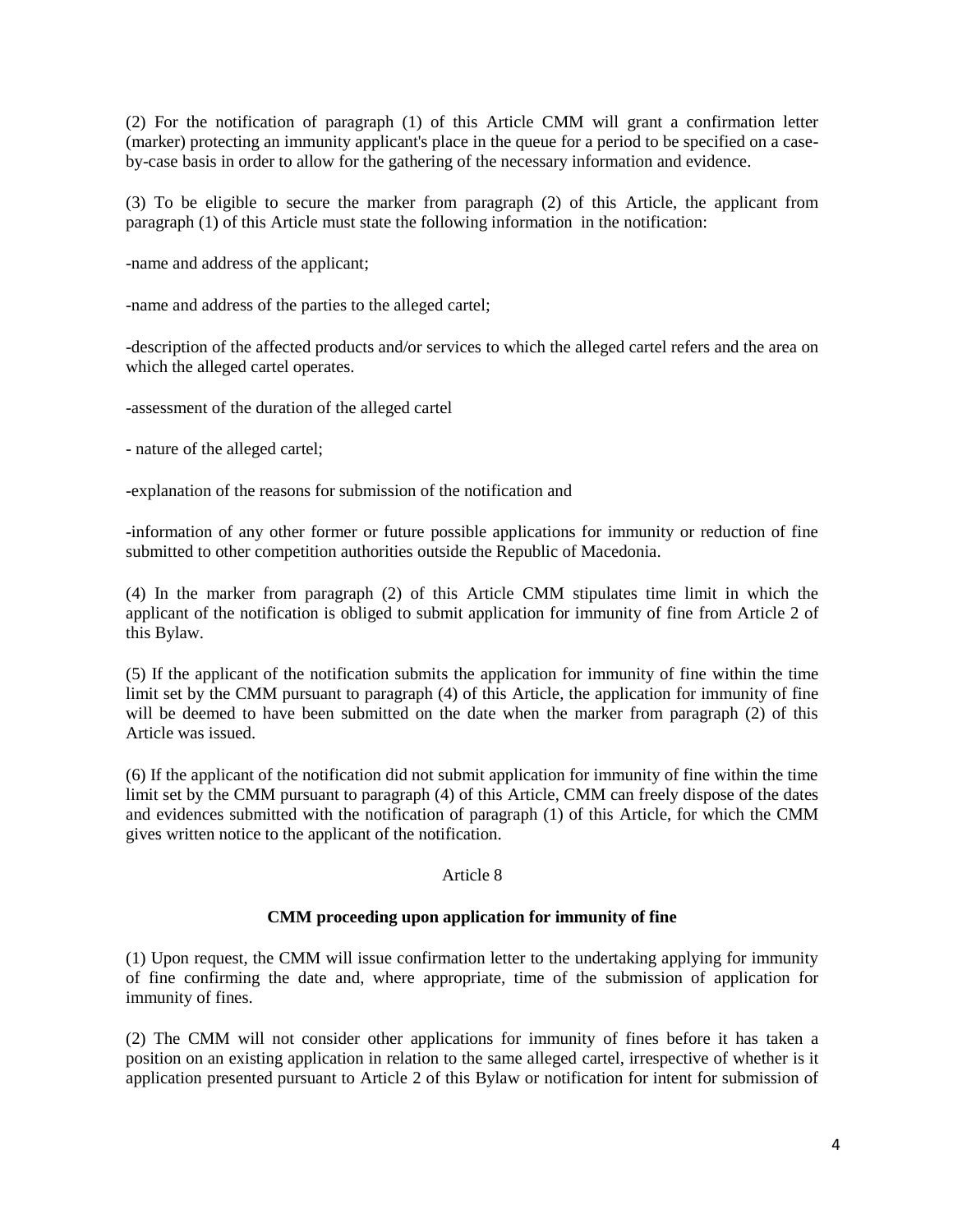(2) For the notification of paragraph (1) of this Article CMM will grant a confirmation letter (marker) protecting an immunity applicant's place in the queue for a period to be specified on a case-by-case basis in order to allow for the gathering of the necessary information and evidence.

(3) To be eligible to secure the marker from paragraph (2) of this Article, the applicant from paragraph (1) of this Article must state the following information in the notification:

-name and address of the applicant;

-name and address of the parties to the alleged cartel;

-description of the affected products and/or services to which the alleged cartel refers and the area on which the alleged cartel operates.

-assessment of the duration of the alleged cartel

- nature of the alleged cartel;

-explanation of the reasons for submission of the notification and

-information of any other former or future possible applications for immunity or reduction of fine submitted to other competition authorities outside the Republic of Macedonia.

(4) In the marker from paragraph (2) of this Article CMM stipulates time limit in which the applicant of the notification is obliged to submit application for immunity of fine from Article 2 of this Bylaw.

(5) If the applicant of the notification submits the application for immunity of fine within the time limit set by the CMM pursuant to paragraph (4) of this Article, the application for immunity of fine will be deemed to have been submitted on the date when the marker from paragraph (2) of this Article was issued.

(6) If the applicant of the notification did not submit application for immunity of fine within the time limit set by the CMM pursuant to paragraph (4) of this Article, CMM can freely dispose of the dates and evidences submitted with the notification of paragraph (1) of this Article, for which the CMM gives written notice to the applicant of the notification.

Article 8

**CMM proceeding upon application for immunity of fine**

(1) Upon request, the CMM will issue confirmation letter to the undertaking applying for immunity of fine confirming the date and, where appropriate, time of the submission of application for immunity of fines.

(2) The CMM will not consider other applications for immunity of fines before it has taken a position on an existing application in relation to the same alleged cartel, irrespective of whether is it application presented pursuant to Article 2 of this Bylaw or notification for intent for submission of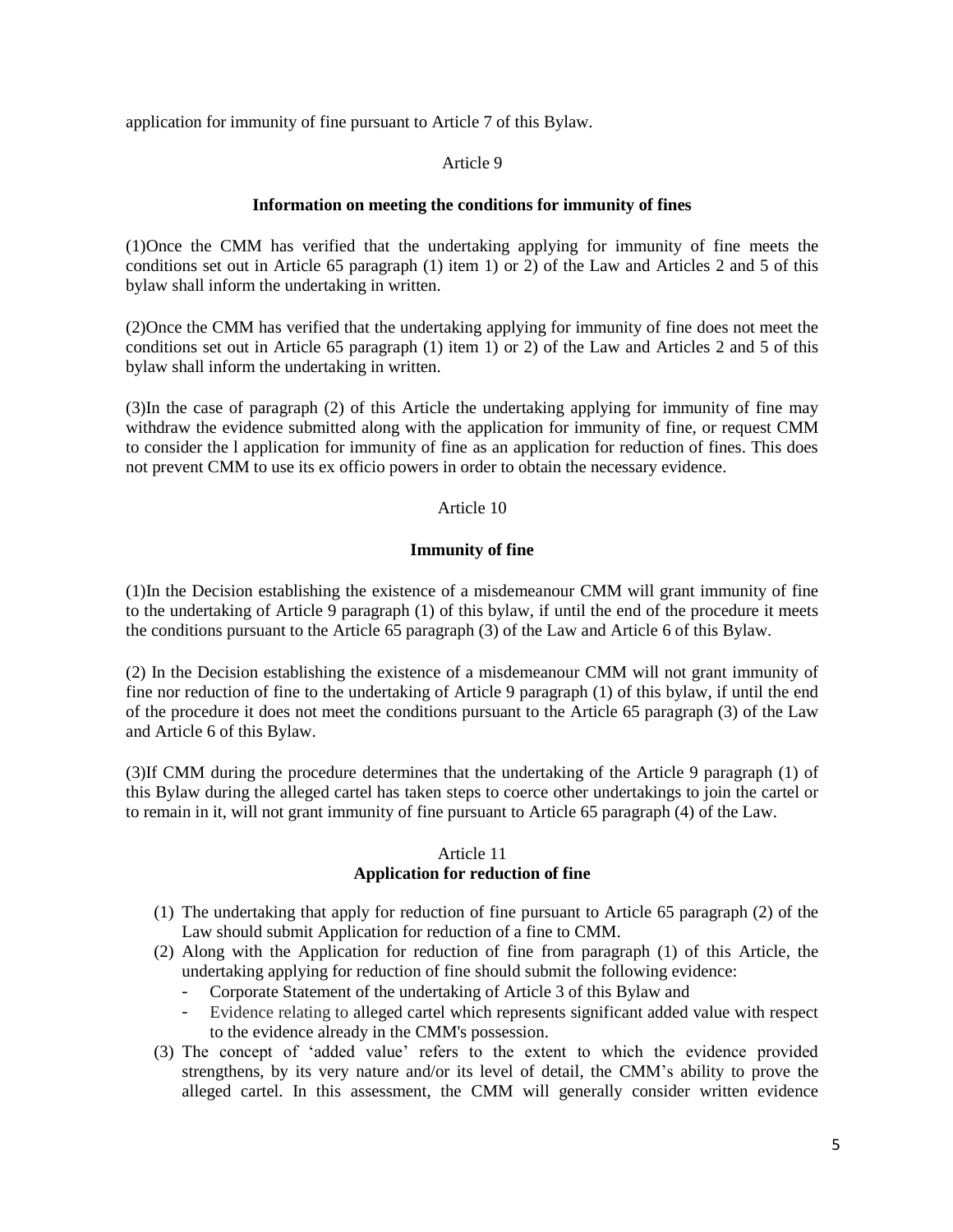application for immunity of fine pursuant to Article 7 of this Bylaw.

Article 9

**Information on meeting the conditions for immunity of fines**

(1)Once the CMM has verified that the undertaking applying for immunity of fine meets the conditions set out in Article 65 paragraph (1) item 1) or 2) of the Law and Articles 2 and 5 of this bylaw shall inform the undertaking in written.

(2)Once the CMM has verified that the undertaking applying for immunity of fine does not meet the conditions set out in Article 65 paragraph (1) item 1) or 2) of the Law and Articles 2 and 5 of this bylaw shall inform the undertaking in written.

(3)In the case of paragraph (2) of this Article the undertaking applying for immunity of fine may withdraw the evidence submitted along with the application for immunity of fine, or request CMM to consider the l application for immunity of fine as an application for reduction of fines. This does not prevent CMM to use its ex officio powers in order to obtain the necessary evidence.

Article 10

**Immunity of fine**

(1)In the Decision establishing the existence of a misdemeanour CMM will grant immunity of fine to the undertaking of Article 9 paragraph (1) of this bylaw, if until the end of the procedure it meets the conditions pursuant to the Article 65 paragraph (3) of the Law and Article 6 of this Bylaw.

(2) In the Decision establishing the existence of a misdemeanour CMM will not grant immunity of fine nor reduction of fine to the undertaking of Article 9 paragraph (1) of this bylaw, if until the end of the procedure it does not meet the conditions pursuant to the Article 65 paragraph (3) of the Law and Article 6 of this Bylaw.

(3)If CMM during the procedure determines that the undertaking of the Article 9 paragraph (1) of this Bylaw during the alleged cartel has taken steps to coerce other undertakings to join the cartel or to remain in it, will not grant immunity of fine pursuant to Article 65 paragraph (4) of the Law.

Article 11

**Application for reduction of fine**

(1) The undertaking that apply for reduction of fine pursuant to Article 65 paragraph (2) of the Law should submit Application for reduction of a fine to CMM.
(2) Along with the Application for reduction of fine from paragraph (1) of this Article, the undertaking applying for reduction of fine should submit the following evidence:
    - Corporate Statement of the undertaking of Article 3 of this Bylaw and
    - Evidence relating to alleged cartel which represents significant added value with respect to the evidence already in the CMM's possession.
(3) The concept of 'added value' refers to the extent to which the evidence provided strengthens, by its very nature and/or its level of detail, the CMM's ability to prove the alleged cartel. In this assessment, the CMM will generally consider written evidence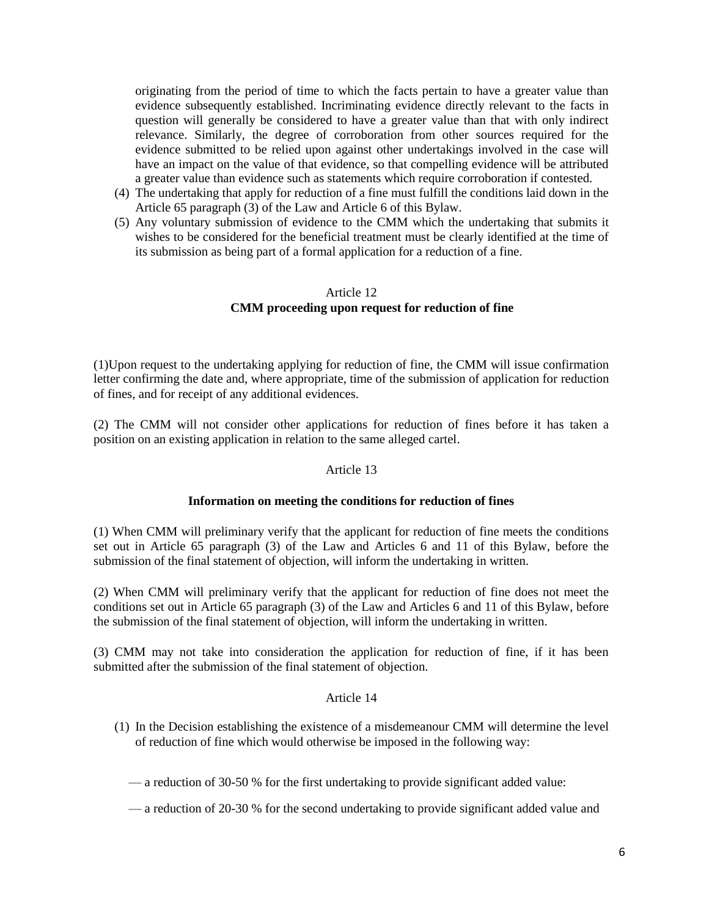originating from the period of time to which the facts pertain to have a greater value than evidence subsequently established. Incriminating evidence directly relevant to the facts in question will generally be considered to have a greater value than that with only indirect relevance. Similarly, the degree of corroboration from other sources required for the evidence submitted to be relied upon against other undertakings involved in the case will have an impact on the value of that evidence, so that compelling evidence will be attributed a greater value than evidence such as statements which require corroboration if contested.

(4) The undertaking that apply for reduction of a fine must fulfill the conditions laid down in the Article 65 paragraph (3) of the Law and Article 6 of this Bylaw.

(5) Any voluntary submission of evidence to the CMM which the undertaking that submits it wishes to be considered for the beneficial treatment must be clearly identified at the time of its submission as being part of a formal application for a reduction of a fine.

Article 12

**CMM proceeding upon request for reduction of fine**

(1)Upon request to the undertaking applying for reduction of fine, the CMM will issue confirmation letter confirming the date and, where appropriate, time of the submission of application for reduction of fines, and for receipt of any additional evidences.

(2) The CMM will not consider other applications for reduction of fines before it has taken a position on an existing application in relation to the same alleged cartel.

Article 13

**Information on meeting the conditions for reduction of fines**

(1) When CMM will preliminary verify that the applicant for reduction of fine meets the conditions set out in Article 65 paragraph (3) of the Law and Articles 6 and 11 of this Bylaw, before the submission of the final statement of objection, will inform the undertaking in written.

(2) When CMM will preliminary verify that the applicant for reduction of fine does not meet the conditions set out in Article 65 paragraph (3) of the Law and Articles 6 and 11 of this Bylaw, before the submission of the final statement of objection, will inform the undertaking in written.

(3) CMM may not take into consideration the application for reduction of fine, if it has been submitted after the submission of the final statement of objection.

Article 14

(1) In the Decision establishing the existence of a misdemeanour CMM will determine the level of reduction of fine which would otherwise be imposed in the following way:

— a reduction of 30-50 % for the first undertaking to provide significant added value:

— a reduction of 20-30 % for the second undertaking to provide significant added value and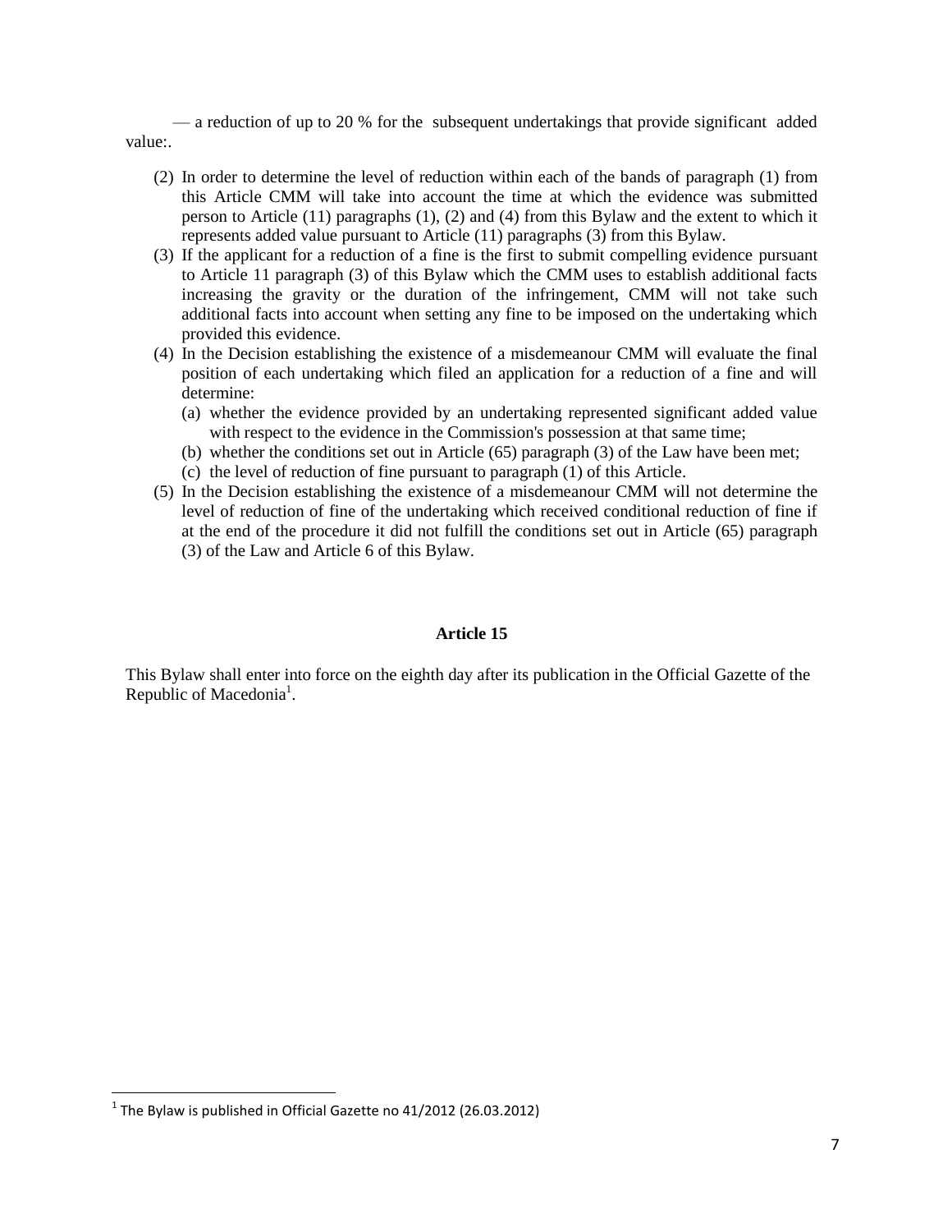— a reduction of up to 20 % for the subsequent undertakings that provide significant added value:.

(2) In order to determine the level of reduction within each of the bands of paragraph (1) from this Article CMM will take into account the time at which the evidence was submitted person to Article (11) paragraphs (1), (2) and (4) from this Bylaw and the extent to which it represents added value pursuant to Article (11) paragraphs (3) from this Bylaw.

(3) If the applicant for a reduction of a fine is the first to submit compelling evidence pursuant to Article 11 paragraph (3) of this Bylaw which the CMM uses to establish additional facts increasing the gravity or the duration of the infringement, CMM will not take such additional facts into account when setting any fine to be imposed on the undertaking which provided this evidence.

(4) In the Decision establishing the existence of a misdemeanour CMM will evaluate the final position of each undertaking which filed an application for a reduction of a fine and will determine:

(a) whether the evidence provided by an undertaking represented significant added value with respect to the evidence in the Commission's possession at that same time;

(b) whether the conditions set out in Article (65) paragraph (3) of the Law have been met;

(c) the level of reduction of fine pursuant to paragraph (1) of this Article.

(5) In the Decision establishing the existence of a misdemeanour CMM will not determine the level of reduction of fine of the undertaking which received conditional reduction of fine if at the end of the procedure it did not fulfill the conditions set out in Article (65) paragraph (3) of the Law and Article 6 of this Bylaw.

**Article 15**

This Bylaw shall enter into force on the eighth day after its publication in the Official Gazette of the Republic of Macedonia[1].

[1] The Bylaw is published in Official Gazette no 41/2012 (26.03.2012)